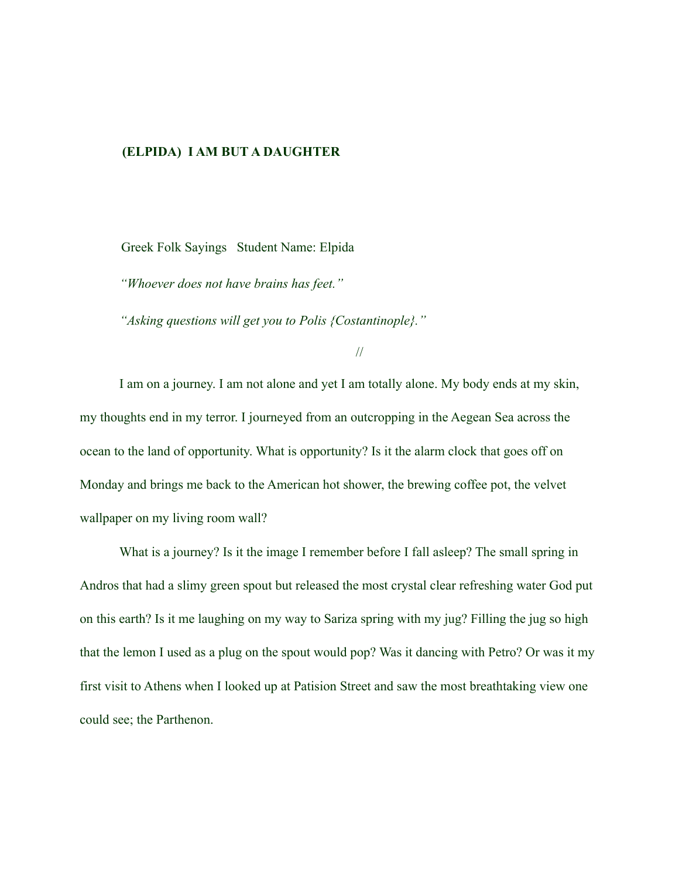# (ELPIDA) I AM BUT A DAUGHTER

Greek Folk Sayings   Student Name: Elpida

*“Whoever does not have brains has feet.”*

*“Asking questions will get you to Polis {Costantinople}.”*

//

I am on a journey. I am not alone and yet I am totally alone. My body ends at my skin, my thoughts end in my terror. I journeyed from an outcropping in the Aegean Sea across the ocean to the land of opportunity. What is opportunity? Is it the alarm clock that goes off on Monday and brings me back to the American hot shower, the brewing coffee pot, the velvet wallpaper on my living room wall?

What is a journey? Is it the image I remember before I fall asleep? The small spring in Andros that had a slimy green spout but released the most crystal clear refreshing water God put on this earth? Is it me laughing on my way to Sariza spring with my jug? Filling the jug so high that the lemon I used as a plug on the spout would pop? Was it dancing with Petro? Or was it my first visit to Athens when I looked up at Patision Street and saw the most breathtaking view one could see; the Parthenon.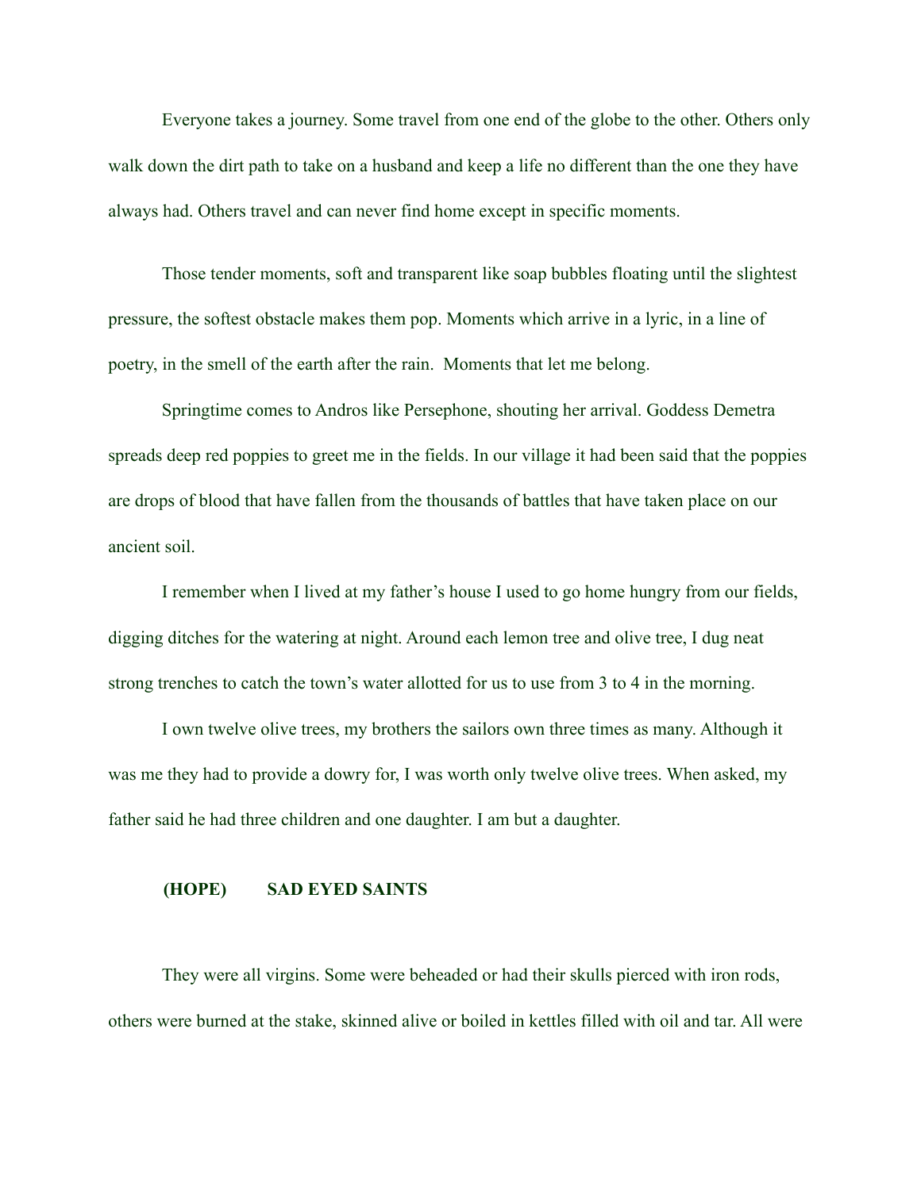Everyone takes a journey. Some travel from one end of the globe to the other. Others only walk down the dirt path to take on a husband and keep a life no different than the one they have always had. Others travel and can never find home except in specific moments.

Those tender moments, soft and transparent like soap bubbles floating until the slightest pressure, the softest obstacle makes them pop. Moments which arrive in a lyric, in a line of poetry, in the smell of the earth after the rain. Moments that let me belong.

Springtime comes to Andros like Persephone, shouting her arrival. Goddess Demetra spreads deep red poppies to greet me in the fields. In our village it had been said that the poppies are drops of blood that have fallen from the thousands of battles that have taken place on our ancient soil.

I remember when I lived at my father's house I used to go home hungry from our fields, digging ditches for the watering at night. Around each lemon tree and olive tree, I dug neat strong trenches to catch the town's water allotted for us to use from 3 to 4 in the morning.

I own twelve olive trees, my brothers the sailors own three times as many. Although it was me they had to provide a dowry for, I was worth only twelve olive trees. When asked, my father said he had three children and one daughter. I am but a daughter.

## (HOPE) SAD EYED SAINTS

They were all virgins. Some were beheaded or had their skulls pierced with iron rods, others were burned at the stake, skinned alive or boiled in kettles filled with oil and tar. All were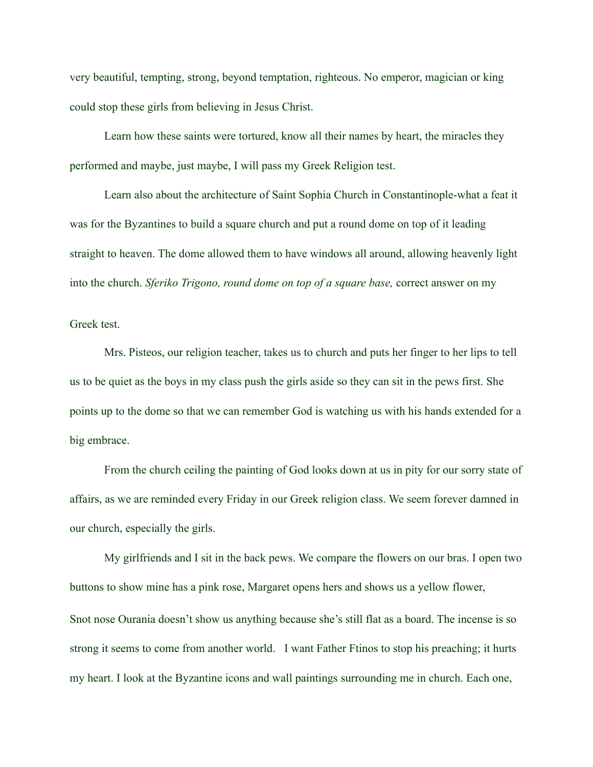very beautiful, tempting, strong, beyond temptation, righteous. No emperor, magician or king could stop these girls from believing in Jesus Christ.

Learn how these saints were tortured, know all their names by heart, the miracles they performed and maybe, just maybe, I will pass my Greek Religion test.

Learn also about the architecture of Saint Sophia Church in Constantinople-what a feat it was for the Byzantines to build a square church and put a round dome on top of it leading straight to heaven. The dome allowed them to have windows all around, allowing heavenly light into the church. *Sferiko Trigono, round dome on top of a square base,* correct answer on my Greek test.

Mrs. Pisteos, our religion teacher, takes us to church and puts her finger to her lips to tell us to be quiet as the boys in my class push the girls aside so they can sit in the pews first. She points up to the dome so that we can remember God is watching us with his hands extended for a big embrace.

From the church ceiling the painting of God looks down at us in pity for our sorry state of affairs, as we are reminded every Friday in our Greek religion class. We seem forever damned in our church, especially the girls.

My girlfriends and I sit in the back pews. We compare the flowers on our bras. I open two buttons to show mine has a pink rose, Margaret opens hers and shows us a yellow flower, Snot nose Ourania doesn't show us anything because she's still flat as a board. The incense is so strong it seems to come from another world. I want Father Ftinos to stop his preaching; it hurts my heart. I look at the Byzantine icons and wall paintings surrounding me in church. Each one,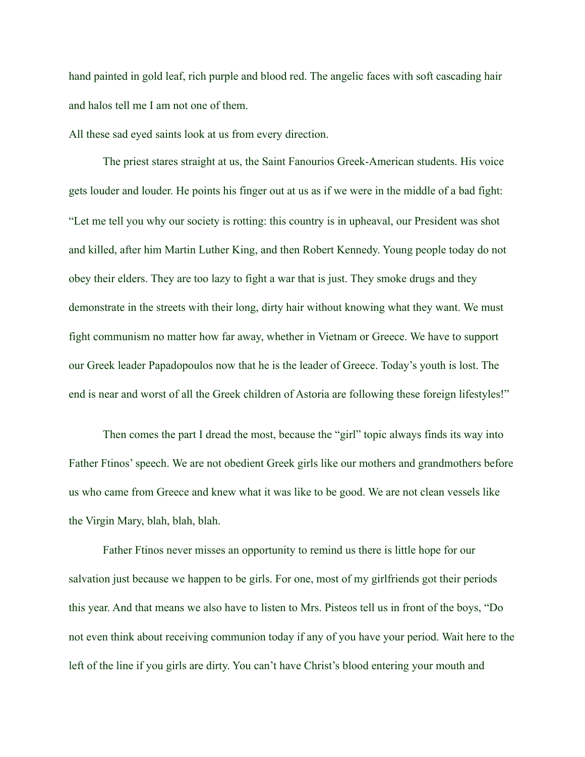hand painted in gold leaf, rich purple and blood red. The angelic faces with soft cascading hair and halos tell me I am not one of them.

All these sad eyed saints look at us from every direction.

The priest stares straight at us, the Saint Fanourios Greek-American students. His voice gets louder and louder. He points his finger out at us as if we were in the middle of a bad fight: "Let me tell you why our society is rotting: this country is in upheaval, our President was shot and killed, after him Martin Luther King, and then Robert Kennedy. Young people today do not obey their elders. They are too lazy to fight a war that is just. They smoke drugs and they demonstrate in the streets with their long, dirty hair without knowing what they want. We must fight communism no matter how far away, whether in Vietnam or Greece. We have to support our Greek leader Papadopoulos now that he is the leader of Greece. Today's youth is lost. The end is near and worst of all the Greek children of Astoria are following these foreign lifestyles!"

Then comes the part I dread the most, because the "girl" topic always finds its way into Father Ftinos' speech. We are not obedient Greek girls like our mothers and grandmothers before us who came from Greece and knew what it was like to be good. We are not clean vessels like the Virgin Mary, blah, blah, blah.

Father Ftinos never misses an opportunity to remind us there is little hope for our salvation just because we happen to be girls. For one, most of my girlfriends got their periods this year. And that means we also have to listen to Mrs. Pisteos tell us in front of the boys, "Do not even think about receiving communion today if any of you have your period. Wait here to the left of the line if you girls are dirty. You can't have Christ's blood entering your mouth and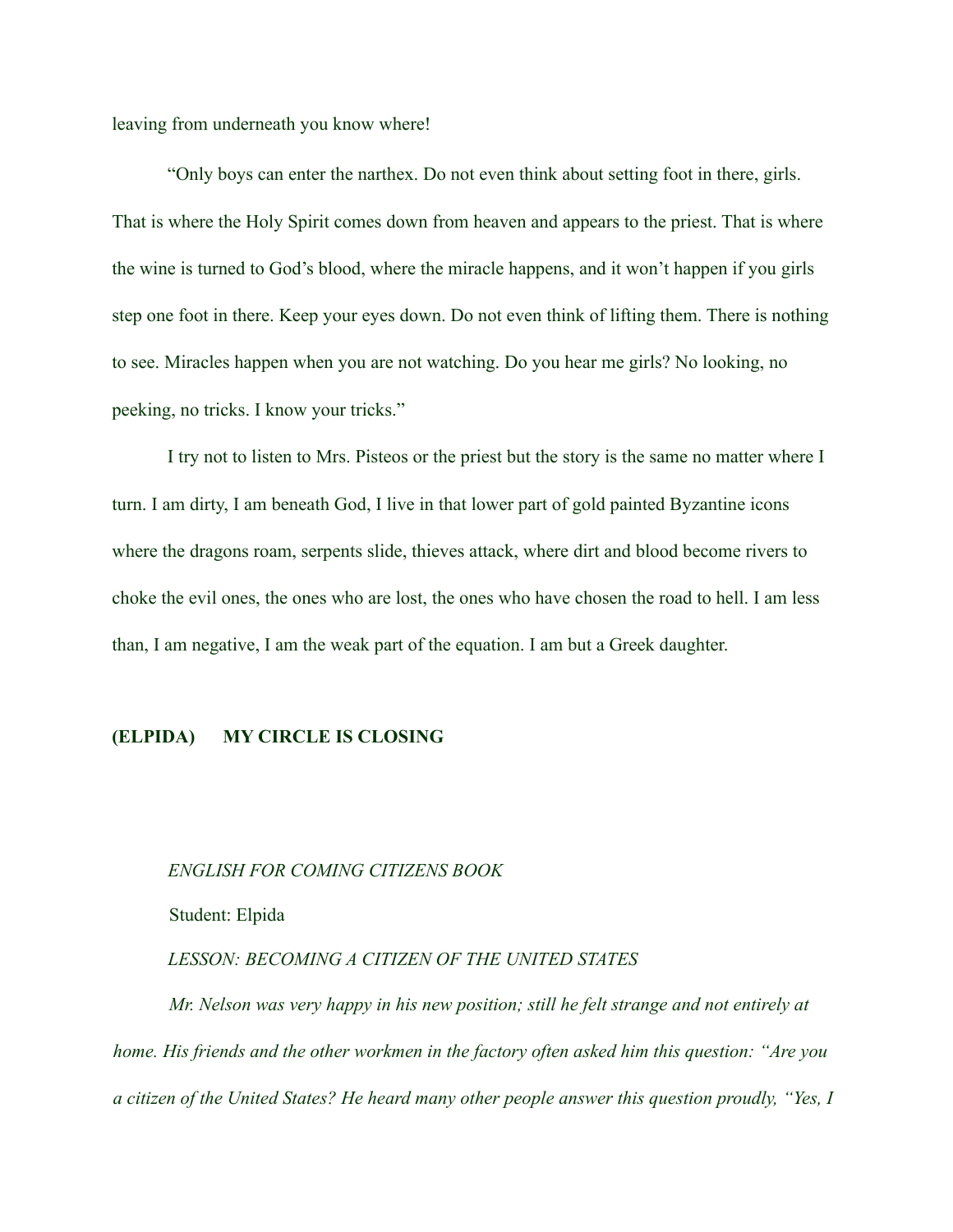leaving from underneath you know where!

"Only boys can enter the narthex. Do not even think about setting foot in there, girls. That is where the Holy Spirit comes down from heaven and appears to the priest. That is where the wine is turned to God's blood, where the miracle happens, and it won't happen if you girls step one foot in there. Keep your eyes down. Do not even think of lifting them. There is nothing to see. Miracles happen when you are not watching. Do you hear me girls? No looking, no peeking, no tricks. I know your tricks."

I try not to listen to Mrs. Pisteos or the priest but the story is the same no matter where I turn. I am dirty, I am beneath God, I live in that lower part of gold painted Byzantine icons where the dragons roam, serpents slide, thieves attack, where dirt and blood become rivers to choke the evil ones, the ones who are lost, the ones who have chosen the road to hell. I am less than, I am negative, I am the weak part of the equation. I am but a Greek daughter.

**(ELPIDA) MY CIRCLE IS CLOSING**

*ENGLISH FOR COMING CITIZENS BOOK*

Student: Elpida

*LESSON: BECOMING A CITIZEN OF THE UNITED STATES*

*Mr. Nelson was very happy in his new position; still he felt strange and not entirely at home. His friends and the other workmen in the factory often asked him this question: "Are you a citizen of the United States? He heard many other people answer this question proudly, "Yes, I*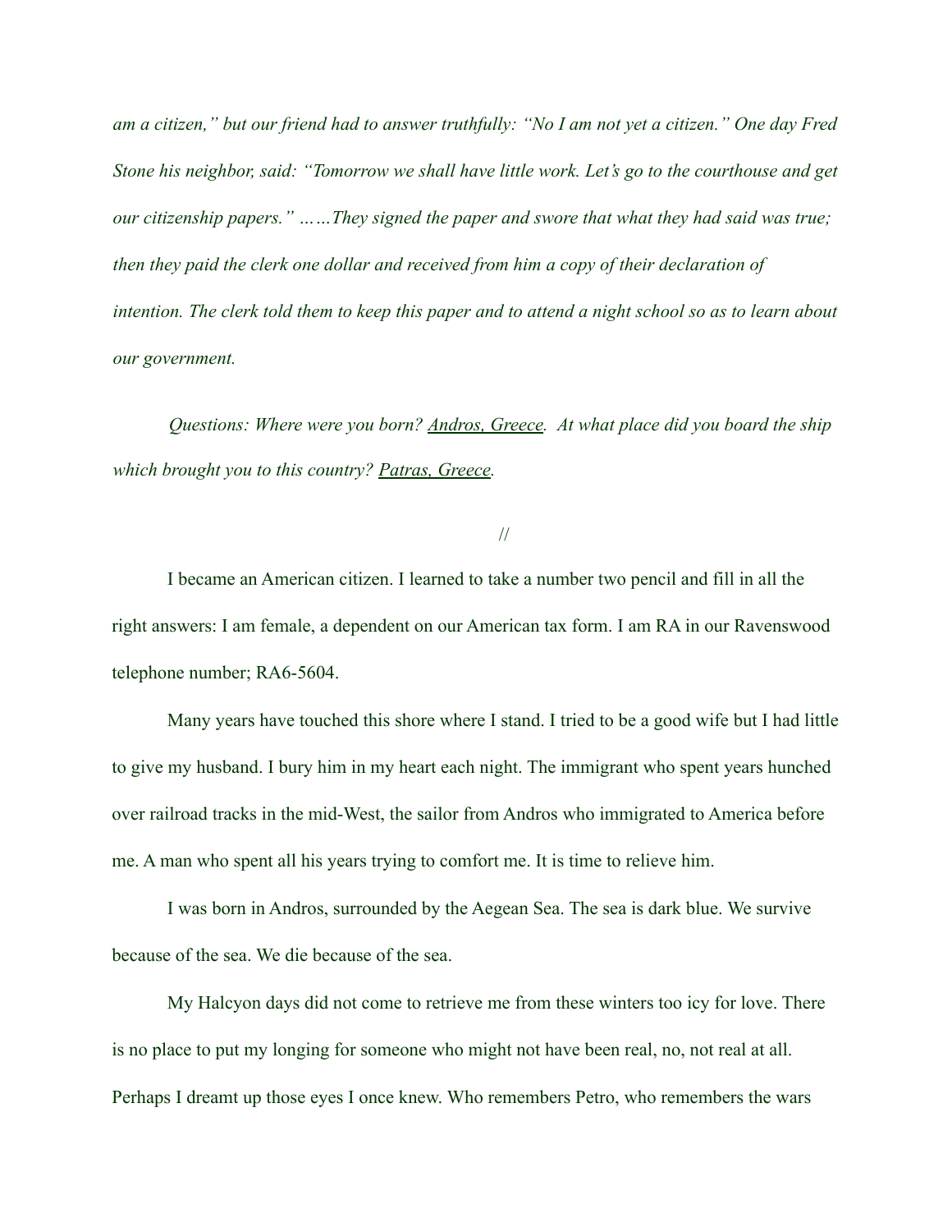*am a citizen," but our friend had to answer truthfully: "No I am not yet a citizen." One day Fred Stone his neighbor, said: "Tomorrow we shall have little work. Let's go to the courthouse and get our citizenship papers." ……They signed the paper and swore that what they had said was true; then they paid the clerk one dollar and received from him a copy of their declaration of intention. The clerk told them to keep this paper and to attend a night school so as to learn about our government.*

*Questions: Where were you born? Andros, Greece. At what place did you board the ship which brought you to this country? Patras, Greece.*

//

I became an American citizen. I learned to take a number two pencil and fill in all the right answers: I am female, a dependent on our American tax form. I am RA in our Ravenswood telephone number; RA6-5604.

Many years have touched this shore where I stand. I tried to be a good wife but I had little to give my husband. I bury him in my heart each night. The immigrant who spent years hunched over railroad tracks in the mid-West, the sailor from Andros who immigrated to America before me. A man who spent all his years trying to comfort me. It is time to relieve him.

I was born in Andros, surrounded by the Aegean Sea. The sea is dark blue. We survive because of the sea. We die because of the sea.

My Halcyon days did not come to retrieve me from these winters too icy for love. There is no place to put my longing for someone who might not have been real, no, not real at all. Perhaps I dreamt up those eyes I once knew. Who remembers Petro, who remembers the wars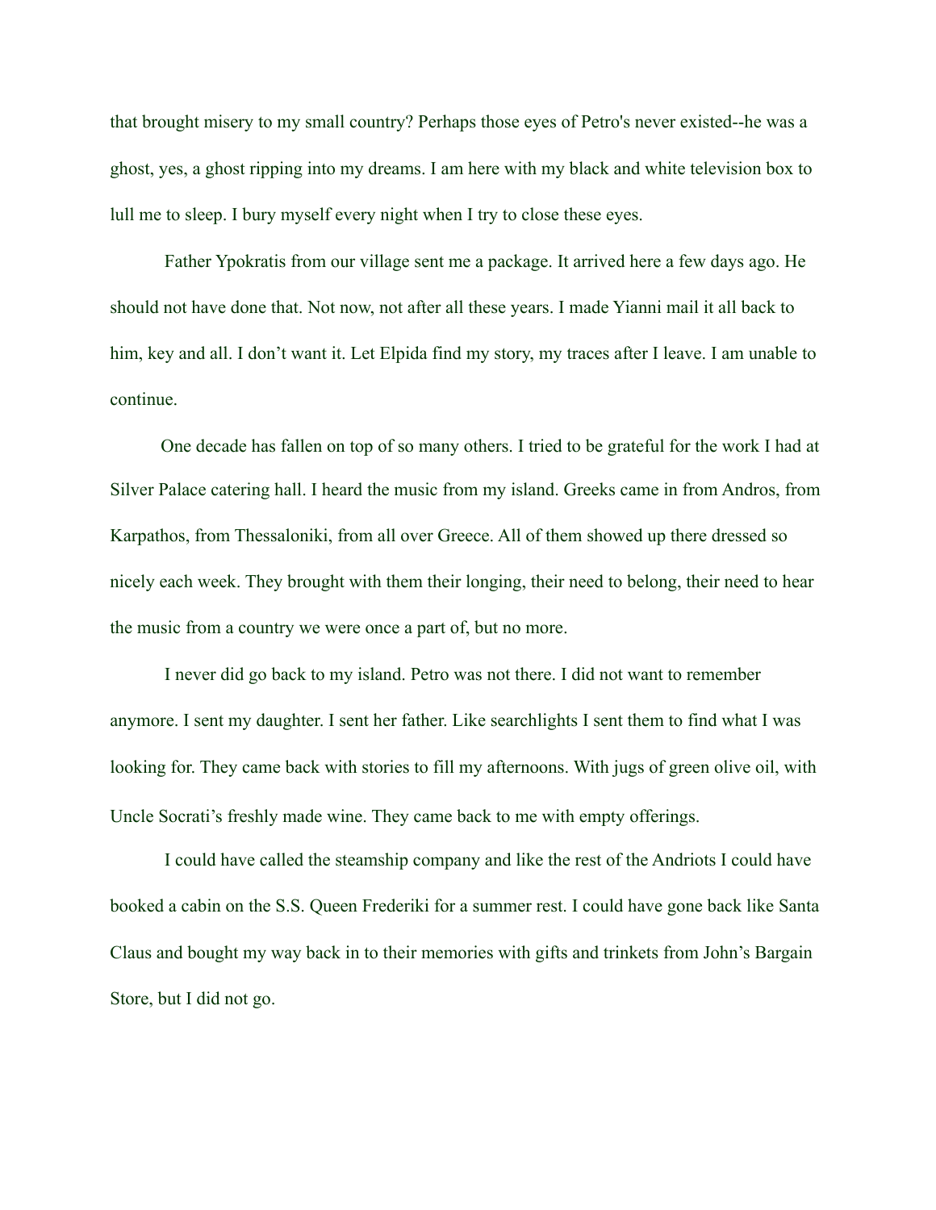that brought misery to my small country? Perhaps those eyes of Petro's never existed--he was a ghost, yes, a ghost ripping into my dreams. I am here with my black and white television box to lull me to sleep. I bury myself every night when I try to close these eyes.

Father Ypokratis from our village sent me a package. It arrived here a few days ago. He should not have done that. Not now, not after all these years. I made Yianni mail it all back to him, key and all. I don't want it. Let Elpida find my story, my traces after I leave. I am unable to continue.

One decade has fallen on top of so many others. I tried to be grateful for the work I had at Silver Palace catering hall. I heard the music from my island. Greeks came in from Andros, from Karpathos, from Thessaloniki, from all over Greece. All of them showed up there dressed so nicely each week. They brought with them their longing, their need to belong, their need to hear the music from a country we were once a part of, but no more.

I never did go back to my island. Petro was not there. I did not want to remember anymore. I sent my daughter. I sent her father. Like searchlights I sent them to find what I was looking for. They came back with stories to fill my afternoons. With jugs of green olive oil, with Uncle Socrati's freshly made wine. They came back to me with empty offerings.

I could have called the steamship company and like the rest of the Andriots I could have booked a cabin on the S.S. Queen Frederiki for a summer rest. I could have gone back like Santa Claus and bought my way back in to their memories with gifts and trinkets from John's Bargain Store, but I did not go.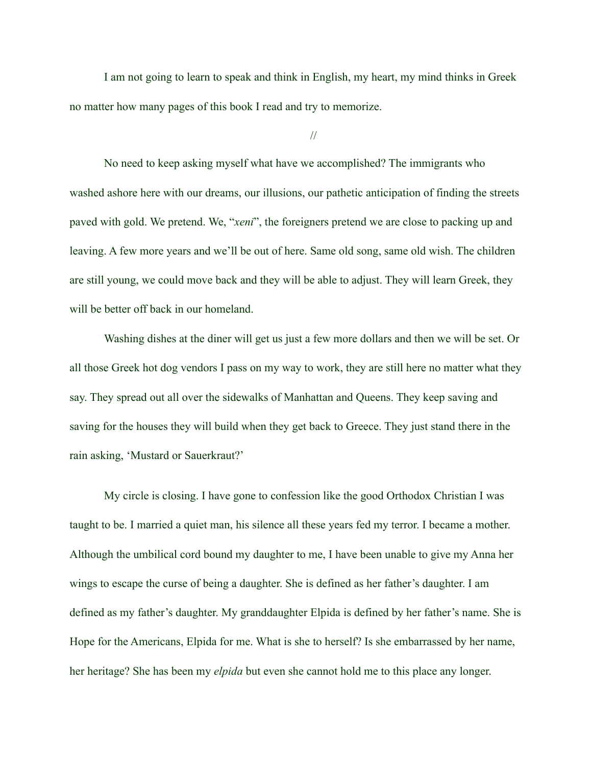I am not going to learn to speak and think in English, my heart, my mind thinks in Greek no matter how many pages of this book I read and try to memorize.

//

No need to keep asking myself what have we accomplished? The immigrants who washed ashore here with our dreams, our illusions, our pathetic anticipation of finding the streets paved with gold. We pretend. We, "*xeni*", the foreigners pretend we are close to packing up and leaving. A few more years and we'll be out of here. Same old song, same old wish. The children are still young, we could move back and they will be able to adjust. They will learn Greek, they will be better off back in our homeland.

Washing dishes at the diner will get us just a few more dollars and then we will be set. Or all those Greek hot dog vendors I pass on my way to work, they are still here no matter what they say. They spread out all over the sidewalks of Manhattan and Queens. They keep saving and saving for the houses they will build when they get back to Greece. They just stand there in the rain asking, 'Mustard or Sauerkraut?'

My circle is closing. I have gone to confession like the good Orthodox Christian I was taught to be. I married a quiet man, his silence all these years fed my terror. I became a mother. Although the umbilical cord bound my daughter to me, I have been unable to give my Anna her wings to escape the curse of being a daughter. She is defined as her father's daughter. I am defined as my father's daughter. My granddaughter Elpida is defined by her father's name. She is Hope for the Americans, Elpida for me. What is she to herself? Is she embarrassed by her name, her heritage? She has been my *elpida* but even she cannot hold me to this place any longer.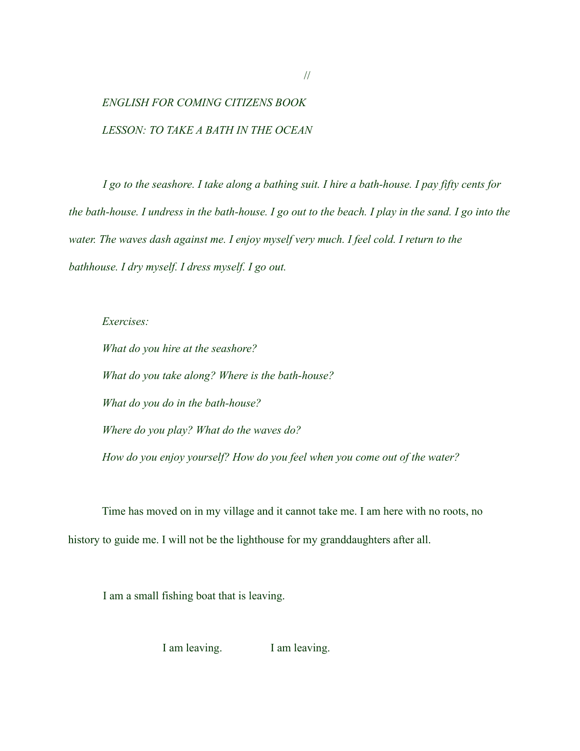//

*ENGLISH FOR COMING CITIZENS BOOK*

*LESSON: TO TAKE A BATH IN THE OCEAN*

*I go to the seashore. I take along a bathing suit. I hire a bath-house. I pay fifty cents for the bath-house. I undress in the bath-house. I go out to the beach. I play in the sand. I go into the water. The waves dash against me. I enjoy myself very much. I feel cold. I return to the bathhouse. I dry myself. I dress myself. I go out.*

*Exercises:*

*What do you hire at the seashore?*

*What do you take along? Where is the bath-house?*

*What do you do in the bath-house?*

*Where do you play? What do the waves do?*

*How do you enjoy yourself? How do you feel when you come out of the water?*

Time has moved on in my village and it cannot take me. I am here with no roots, no history to guide me. I will not be the lighthouse for my granddaughters after all.

I am a small fishing boat that is leaving.

I am leaving.        I am leaving.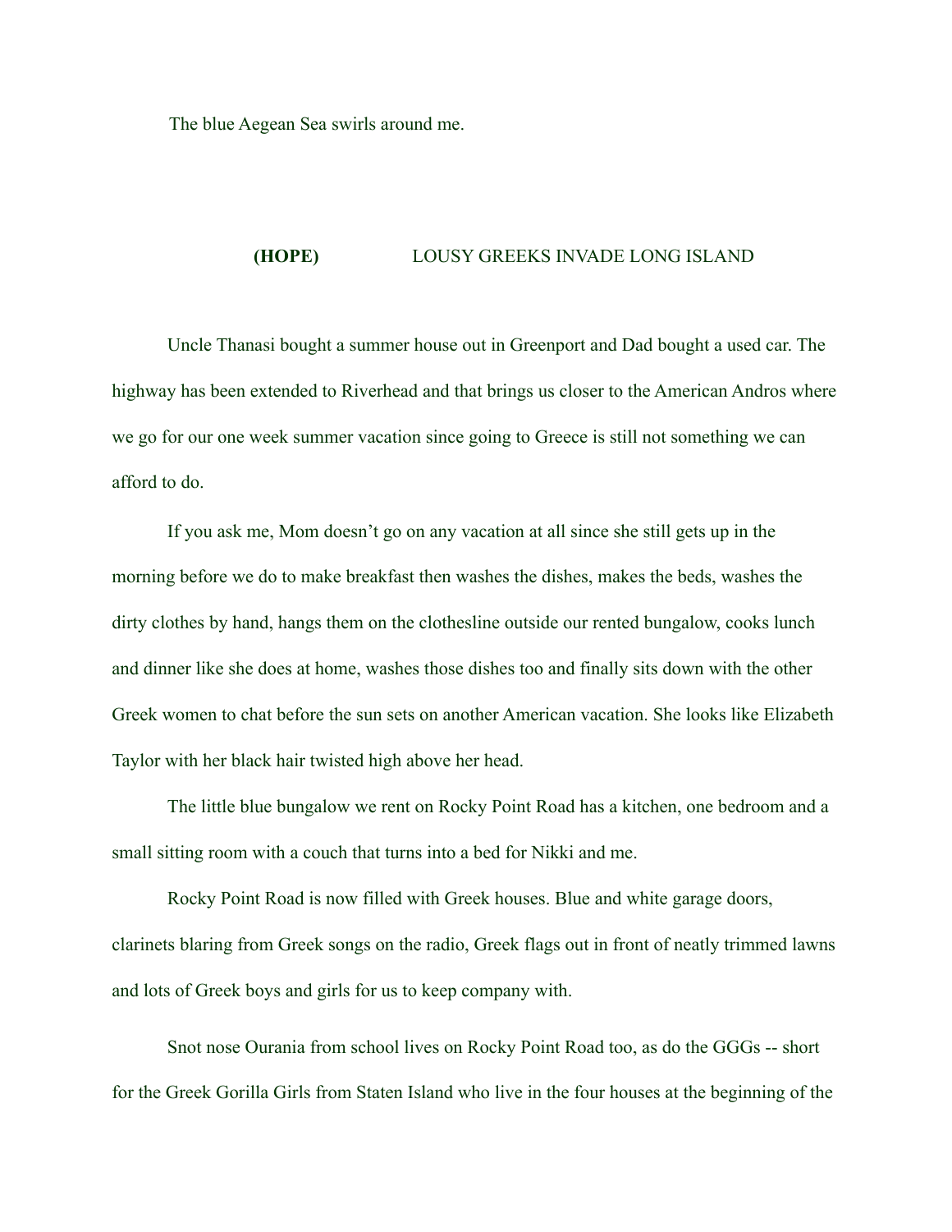The blue Aegean Sea swirls around me.

## **(HOPE)** LOUSY GREEKS INVADE LONG ISLAND

Uncle Thanasi bought a summer house out in Greenport and Dad bought a used car. The highway has been extended to Riverhead and that brings us closer to the American Andros where we go for our one week summer vacation since going to Greece is still not something we can afford to do.

If you ask me, Mom doesn't go on any vacation at all since she still gets up in the morning before we do to make breakfast then washes the dishes, makes the beds, washes the dirty clothes by hand, hangs them on the clothesline outside our rented bungalow, cooks lunch and dinner like she does at home, washes those dishes too and finally sits down with the other Greek women to chat before the sun sets on another American vacation. She looks like Elizabeth Taylor with her black hair twisted high above her head.

The little blue bungalow we rent on Rocky Point Road has a kitchen, one bedroom and a small sitting room with a couch that turns into a bed for Nikki and me.

Rocky Point Road is now filled with Greek houses. Blue and white garage doors, clarinets blaring from Greek songs on the radio, Greek flags out in front of neatly trimmed lawns and lots of Greek boys and girls for us to keep company with.

Snot nose Ourania from school lives on Rocky Point Road too, as do the GGGs -- short for the Greek Gorilla Girls from Staten Island who live in the four houses at the beginning of the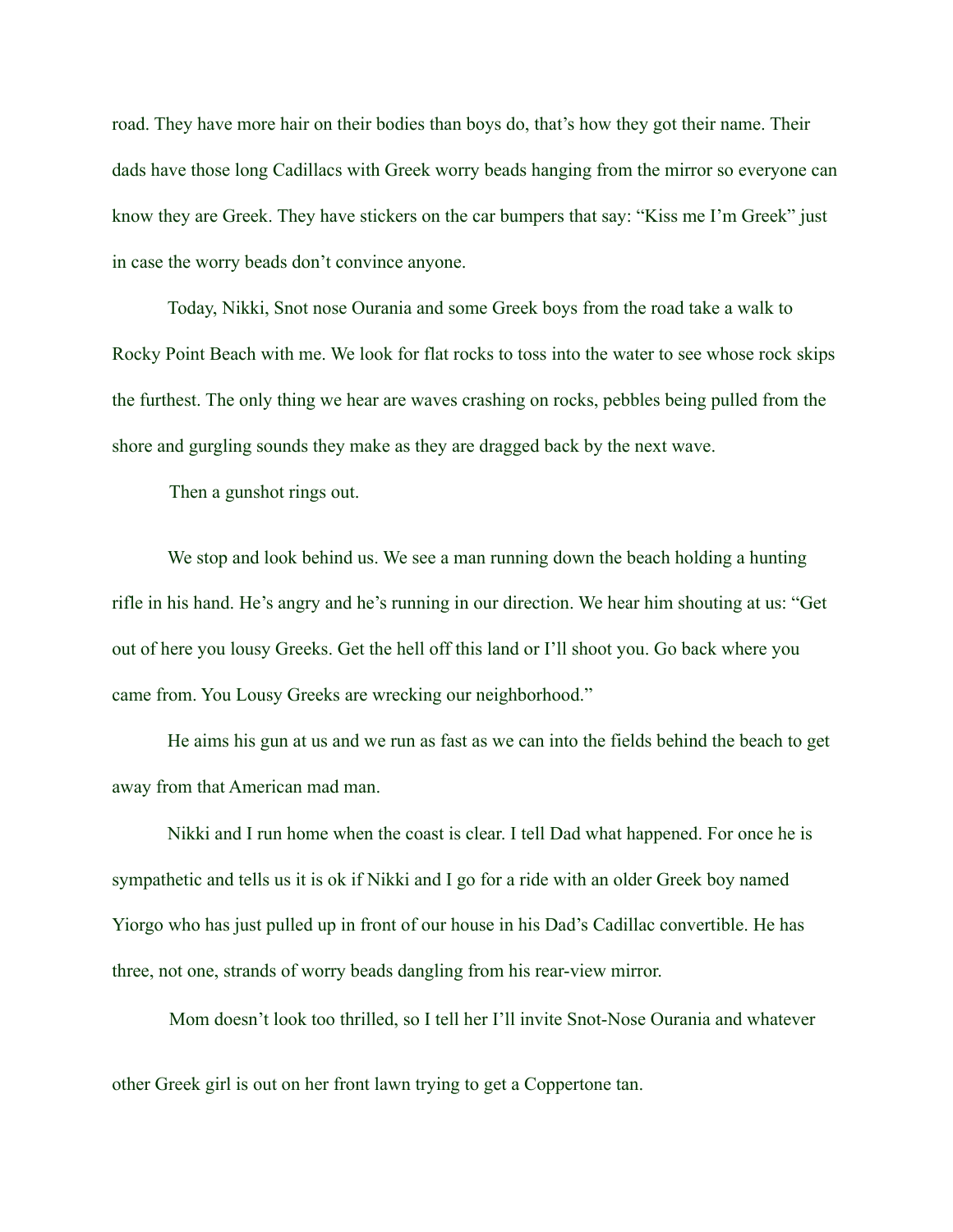road. They have more hair on their bodies than boys do, that's how they got their name. Their dads have those long Cadillacs with Greek worry beads hanging from the mirror so everyone can know they are Greek. They have stickers on the car bumpers that say: "Kiss me I'm Greek" just in case the worry beads don't convince anyone.

Today, Nikki, Snot nose Ourania and some Greek boys from the road take a walk to Rocky Point Beach with me. We look for flat rocks to toss into the water to see whose rock skips the furthest. The only thing we hear are waves crashing on rocks, pebbles being pulled from the shore and gurgling sounds they make as they are dragged back by the next wave.

Then a gunshot rings out.

We stop and look behind us. We see a man running down the beach holding a hunting rifle in his hand. He's angry and he's running in our direction. We hear him shouting at us: "Get out of here you lousy Greeks. Get the hell off this land or I'll shoot you. Go back where you came from. You Lousy Greeks are wrecking our neighborhood."

He aims his gun at us and we run as fast as we can into the fields behind the beach to get away from that American mad man.

Nikki and I run home when the coast is clear. I tell Dad what happened. For once he is sympathetic and tells us it is ok if Nikki and I go for a ride with an older Greek boy named Yiorgo who has just pulled up in front of our house in his Dad's Cadillac convertible. He has three, not one, strands of worry beads dangling from his rear-view mirror.

Mom doesn't look too thrilled, so I tell her I'll invite Snot-Nose Ourania and whatever other Greek girl is out on her front lawn trying to get a Coppertone tan.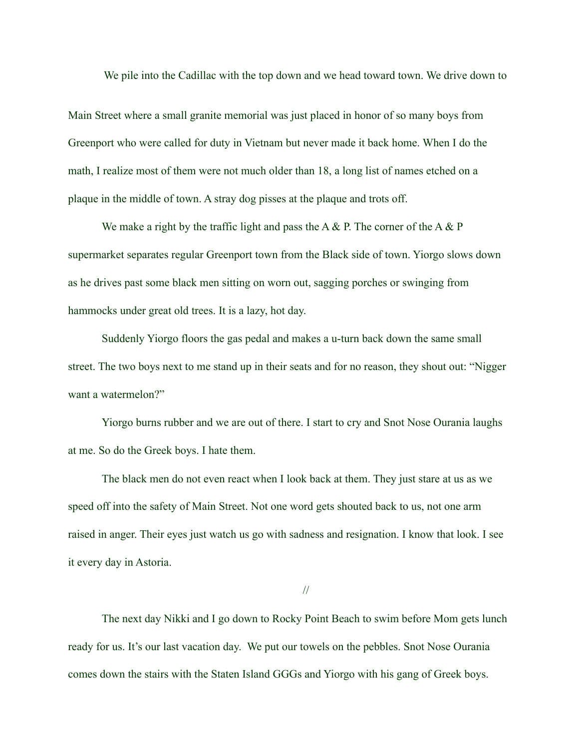We pile into the Cadillac with the top down and we head toward town. We drive down to Main Street where a small granite memorial was just placed in honor of so many boys from Greenport who were called for duty in Vietnam but never made it back home. When I do the math, I realize most of them were not much older than 18, a long list of names etched on a plaque in the middle of town. A stray dog pisses at the plaque and trots off.

We make a right by the traffic light and pass the A & P. The corner of the A & P supermarket separates regular Greenport town from the Black side of town. Yiorgo slows down as he drives past some black men sitting on worn out, sagging porches or swinging from hammocks under great old trees. It is a lazy, hot day.

Suddenly Yiorgo floors the gas pedal and makes a u-turn back down the same small street. The two boys next to me stand up in their seats and for no reason, they shout out: "Nigger want a watermelon?"

Yiorgo burns rubber and we are out of there. I start to cry and Snot Nose Ourania laughs at me. So do the Greek boys. I hate them.

The black men do not even react when I look back at them. They just stare at us as we speed off into the safety of Main Street. Not one word gets shouted back to us, not one arm raised in anger. Their eyes just watch us go with sadness and resignation. I know that look. I see it every day in Astoria.

//

The next day Nikki and I go down to Rocky Point Beach to swim before Mom gets lunch ready for us. It's our last vacation day. We put our towels on the pebbles. Snot Nose Ourania comes down the stairs with the Staten Island GGGs and Yiorgo with his gang of Greek boys.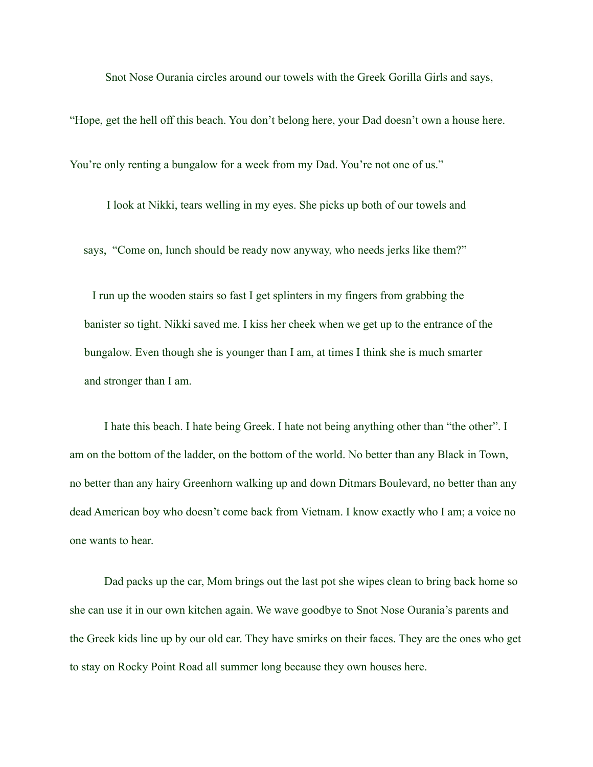Snot Nose Ourania circles around our towels with the Greek Gorilla Girls and says, "Hope, get the hell off this beach. You don't belong here, your Dad doesn't own a house here. You're only renting a bungalow for a week from my Dad. You're not one of us."

I look at Nikki, tears welling in my eyes. She picks up both of our towels and says, "Come on, lunch should be ready now anyway, who needs jerks like them?"

I run up the wooden stairs so fast I get splinters in my fingers from grabbing the banister so tight. Nikki saved me. I kiss her cheek when we get up to the entrance of the bungalow. Even though she is younger than I am, at times I think she is much smarter and stronger than I am.

I hate this beach. I hate being Greek. I hate not being anything other than "the other". I am on the bottom of the ladder, on the bottom of the world. No better than any Black in Town, no better than any hairy Greenhorn walking up and down Ditmars Boulevard, no better than any dead American boy who doesn't come back from Vietnam. I know exactly who I am; a voice no one wants to hear.

Dad packs up the car, Mom brings out the last pot she wipes clean to bring back home so she can use it in our own kitchen again. We wave goodbye to Snot Nose Ourania's parents and the Greek kids line up by our old car. They have smirks on their faces. They are the ones who get to stay on Rocky Point Road all summer long because they own houses here.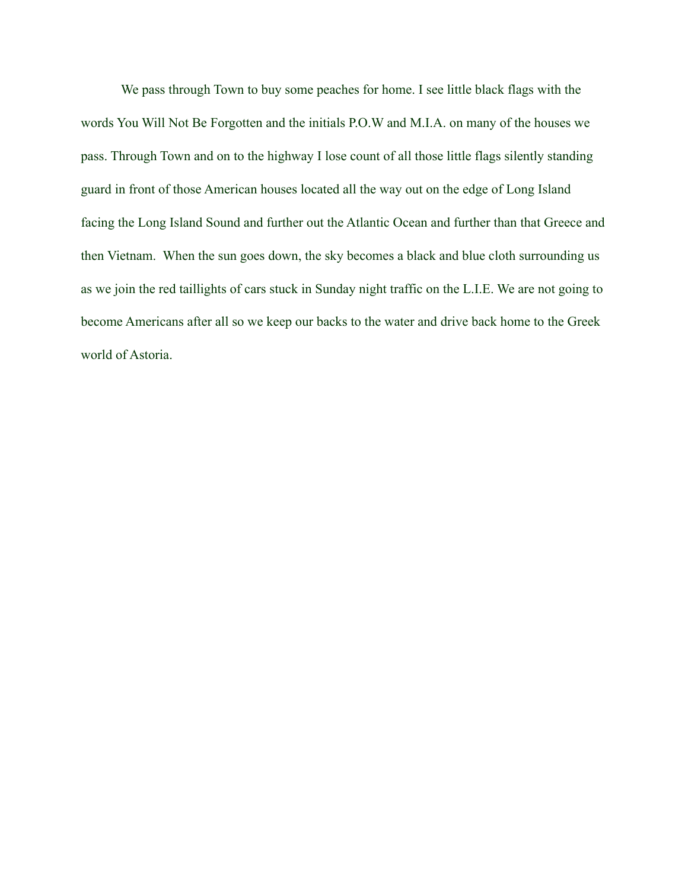We pass through Town to buy some peaches for home. I see little black flags with the words You Will Not Be Forgotten and the initials P.O.W and M.I.A. on many of the houses we pass. Through Town and on to the highway I lose count of all those little flags silently standing guard in front of those American houses located all the way out on the edge of Long Island facing the Long Island Sound and further out the Atlantic Ocean and further than that Greece and then Vietnam.  When the sun goes down, the sky becomes a black and blue cloth surrounding us as we join the red taillights of cars stuck in Sunday night traffic on the L.I.E. We are not going to become Americans after all so we keep our backs to the water and drive back home to the Greek world of Astoria.